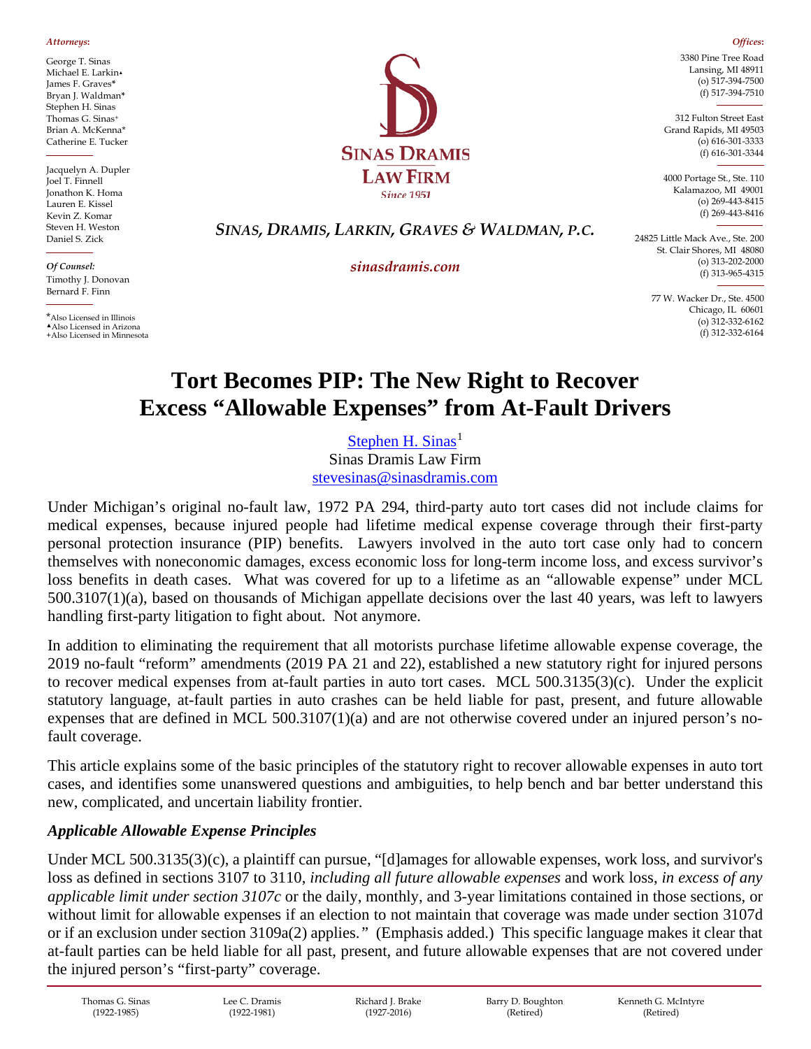*Attorneys:*

George T. Sinas
Michael E. Larkin▲
James F. Graves*
Bryan J. Waldman*
Stephen H. Sinas
Thomas G. Sinas+
Brian A. McKenna*
Catherine E. Tucker

Jacquelyn A. Dupler
Joel T. Finnell
Jonathon K. Homa
Lauren E. Kissel
Kevin Z. Komar
Steven H. Weston
Daniel S. Zick

*Of Counsel:*
Timothy J. Donovan
Bernard F. Finn

*Also Licensed in Illinois
▲Also Licensed in Arizona
+Also Licensed in Minnesota

**SINAS DRAMIS LAW FIRM**
*Since 1951*

***SINAS, DRAMIS, LARKIN, GRAVES & WALDMAN, P.C.***

*sinasdramis.com*

*Offices:*

3380 Pine Tree Road
Lansing, MI 48911
(o) 517-394-7500
(f) 517-394-7510

312 Fulton Street East
Grand Rapids, MI 49503
(o) 616-301-3333
(f) 616-301-3344

4000 Portage St., Ste. 110
Kalamazoo, MI 49001
(o) 269-443-8415
(f) 269-443-8416

24825 Little Mack Ave., Ste. 200
St. Clair Shores, MI 48080
(o) 313-202-2000
(f) 313-965-4315

77 W. Wacker Dr., Ste. 4500
Chicago, IL 60601
(o) 312-332-6162
(f) 312-332-6164

# Tort Becomes PIP: The New Right to Recover Excess "Allowable Expenses" from At-Fault Drivers

Stephen H. Sinas[1]
Sinas Dramis Law Firm
stevesinas@sinasdramis.com

Under Michigan's original no-fault law, 1972 PA 294, third-party auto tort cases did not include claims for medical expenses, because injured people had lifetime medical expense coverage through their first-party personal protection insurance (PIP) benefits. Lawyers involved in the auto tort case only had to concern themselves with noneconomic damages, excess economic loss for long-term income loss, and excess survivor's loss benefits in death cases. What was covered for up to a lifetime as an "allowable expense" under MCL 500.3107(1)(a), based on thousands of Michigan appellate decisions over the last 40 years, was left to lawyers handling first-party litigation to fight about. Not anymore.

In addition to eliminating the requirement that all motorists purchase lifetime allowable expense coverage, the 2019 no-fault "reform" amendments (2019 PA 21 and 22), established a new statutory right for injured persons to recover medical expenses from at-fault parties in auto tort cases. MCL 500.3135(3)(c). Under the explicit statutory language, at-fault parties in auto crashes can be held liable for past, present, and future allowable expenses that are defined in MCL 500.3107(1)(a) and are not otherwise covered under an injured person's no-fault coverage.

This article explains some of the basic principles of the statutory right to recover allowable expenses in auto tort cases, and identifies some unanswered questions and ambiguities, to help bench and bar better understand this new, complicated, and uncertain liability frontier.

### *Applicable Allowable Expense Principles*

Under MCL 500.3135(3)(c), a plaintiff can pursue, "[d]amages for allowable expenses, work loss, and survivor's loss as defined in sections 3107 to 3110, *including all future allowable expenses* and work loss, *in excess of any applicable limit under section 3107c* or the daily, monthly, and 3-year limitations contained in those sections, or without limit for allowable expenses if an election to not maintain that coverage was made under section 3107d or if an exclusion under section 3109a(2) applies." (Emphasis added.) This specific language makes it clear that at-fault parties can be held liable for all past, present, and future allowable expenses that are not covered under the injured person's "first-party" coverage.

Thomas G. Sinas (1922-1985) | Lee C. Dramis (1922-1981) | Richard J. Brake (1927-2016) | Barry D. Boughton (Retired) | Kenneth G. McIntyre (Retired)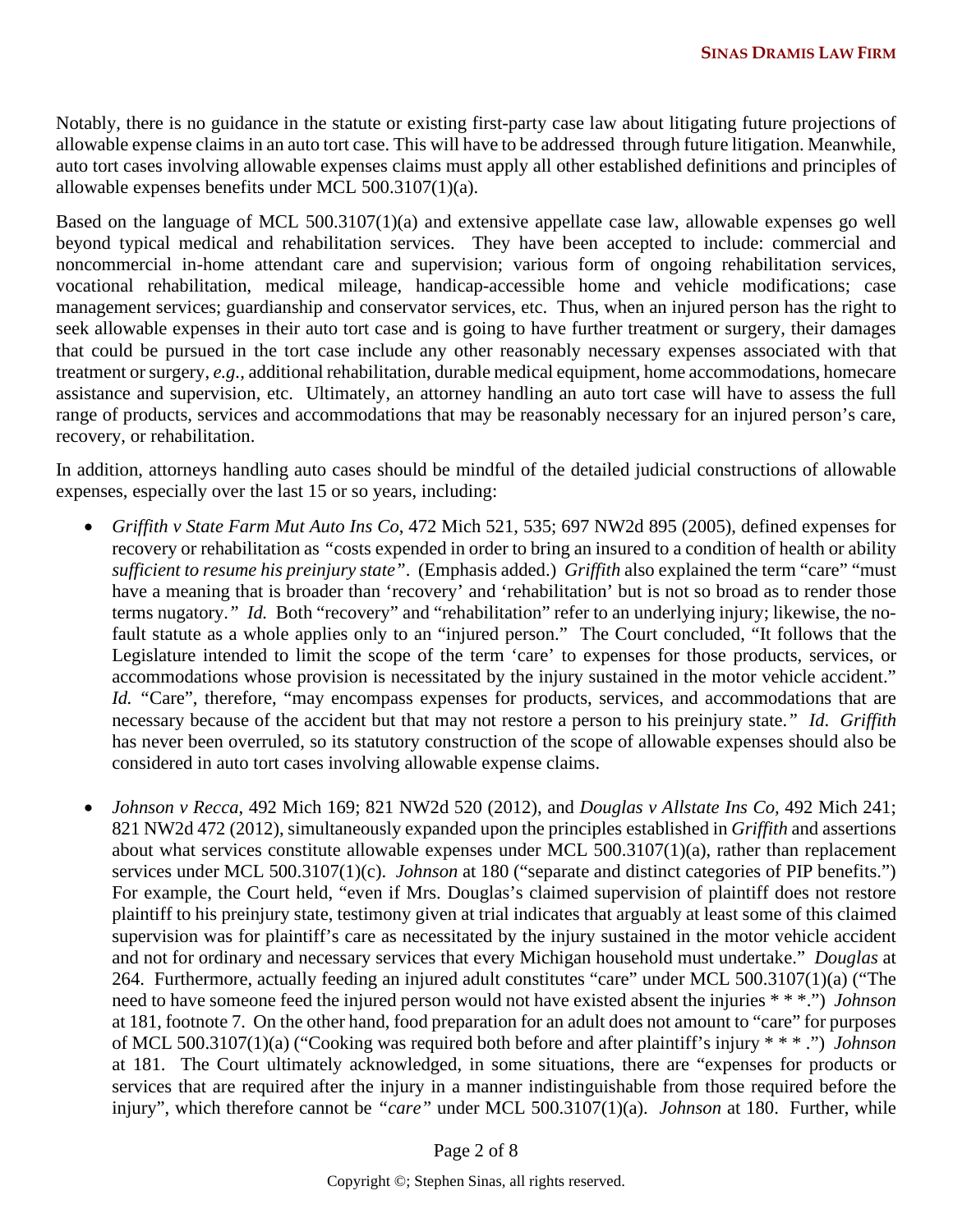Notably, there is no guidance in the statute or existing first-party case law about litigating future projections of allowable expense claims in an auto tort case. This will have to be addressed through future litigation. Meanwhile, auto tort cases involving allowable expenses claims must apply all other established definitions and principles of allowable expenses benefits under MCL 500.3107(1)(a).

Based on the language of MCL 500.3107(1)(a) and extensive appellate case law, allowable expenses go well beyond typical medical and rehabilitation services. They have been accepted to include: commercial and noncommercial in-home attendant care and supervision; various form of ongoing rehabilitation services, vocational rehabilitation, medical mileage, handicap-accessible home and vehicle modifications; case management services; guardianship and conservator services, etc. Thus, when an injured person has the right to seek allowable expenses in their auto tort case and is going to have further treatment or surgery, their damages that could be pursued in the tort case include any other reasonably necessary expenses associated with that treatment or surgery, *e.g.*, additional rehabilitation, durable medical equipment, home accommodations, homecare assistance and supervision, etc. Ultimately, an attorney handling an auto tort case will have to assess the full range of products, services and accommodations that may be reasonably necessary for an injured person's care, recovery, or rehabilitation.

In addition, attorneys handling auto cases should be mindful of the detailed judicial constructions of allowable expenses, especially over the last 15 or so years, including:

- *Griffith v State Farm Mut Auto Ins Co*, 472 Mich 521, 535; 697 NW2d 895 (2005), defined expenses for recovery or rehabilitation as *"costs expended in order to bring an insured to a condition of health or ability sufficient to resume his preinjury state"*. (Emphasis added.) *Griffith* also explained the term "care" "must have a meaning that is broader than 'recovery' and 'rehabilitation' but is not so broad as to render those terms nugatory.*"* *Id.* Both "recovery" and "rehabilitation" refer to an underlying injury; likewise, the no-fault statute as a whole applies only to an "injured person." The Court concluded, "It follows that the Legislature intended to limit the scope of the term 'care' to expenses for those products, services, or accommodations whose provision is necessitated by the injury sustained in the motor vehicle accident." *Id.* "Care", therefore, "may encompass expenses for products, services, and accommodations that are necessary because of the accident but that may not restore a person to his preinjury state.*"* *Id*. *Griffith* has never been overruled, so its statutory construction of the scope of allowable expenses should also be considered in auto tort cases involving allowable expense claims.

- *Johnson v Recca*, 492 Mich 169; 821 NW2d 520 (2012), and *Douglas v Allstate Ins Co*, 492 Mich 241; 821 NW2d 472 (2012), simultaneously expanded upon the principles established in *Griffith* and assertions about what services constitute allowable expenses under MCL 500.3107(1)(a), rather than replacement services under MCL 500.3107(1)(c). *Johnson* at 180 ("separate and distinct categories of PIP benefits.") For example, the Court held, "even if Mrs. Douglas's claimed supervision of plaintiff does not restore plaintiff to his preinjury state, testimony given at trial indicates that arguably at least some of this claimed supervision was for plaintiff's care as necessitated by the injury sustained in the motor vehicle accident and not for ordinary and necessary services that every Michigan household must undertake." *Douglas* at 264. Furthermore, actually feeding an injured adult constitutes "care" under MCL 500.3107(1)(a) ("The need to have someone feed the injured person would not have existed absent the injuries * * *.") *Johnson* at 181, footnote 7. On the other hand, food preparation for an adult does not amount to "care" for purposes of MCL 500.3107(1)(a) ("Cooking was required both before and after plaintiff's injury * * * .") *Johnson* at 181. The Court ultimately acknowledged, in some situations, there are "expenses for products or services that are required after the injury in a manner indistinguishable from those required before the injury", which therefore cannot be *"care"* under MCL 500.3107(1)(a). *Johnson* at 180. Further, while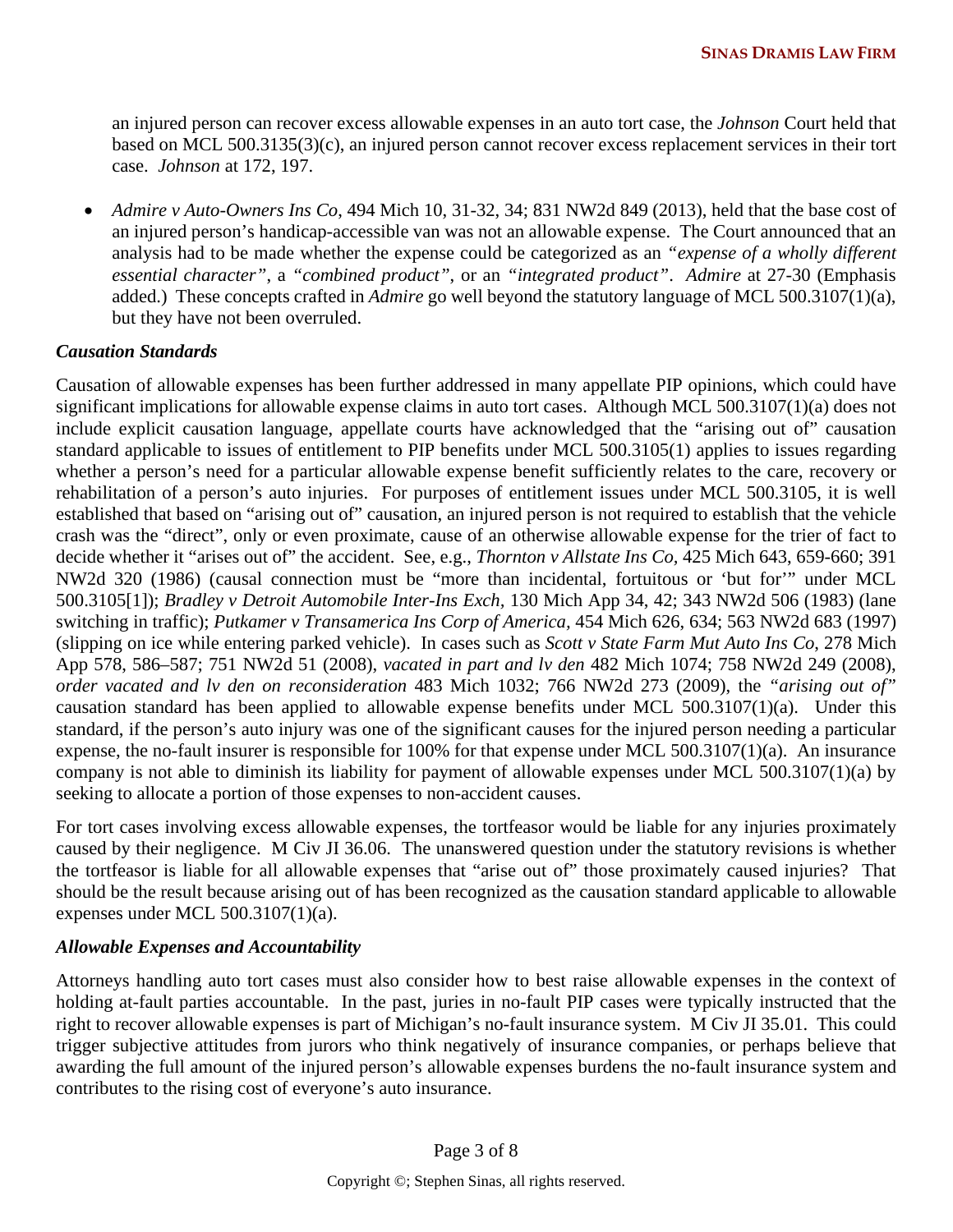an injured person can recover excess allowable expenses in an auto tort case, the *Johnson* Court held that based on MCL 500.3135(3)(c), an injured person cannot recover excess replacement services in their tort case. *Johnson* at 172, 197.

- *Admire v Auto-Owners Ins Co*, 494 Mich 10, 31-32, 34; 831 NW2d 849 (2013), held that the base cost of an injured person's handicap-accessible van was not an allowable expense. The Court announced that an analysis had to be made whether the expense could be categorized as an *"expense of a wholly different essential character"*, a *"combined product"*, or an *"integrated product"*. *Admire* at 27-30 (Emphasis added.) These concepts crafted in *Admire* go well beyond the statutory language of MCL 500.3107(1)(a), but they have not been overruled.

### *Causation Standards*

Causation of allowable expenses has been further addressed in many appellate PIP opinions, which could have significant implications for allowable expense claims in auto tort cases. Although MCL 500.3107(1)(a) does not include explicit causation language, appellate courts have acknowledged that the "arising out of" causation standard applicable to issues of entitlement to PIP benefits under MCL 500.3105(1) applies to issues regarding whether a person's need for a particular allowable expense benefit sufficiently relates to the care, recovery or rehabilitation of a person's auto injuries. For purposes of entitlement issues under MCL 500.3105, it is well established that based on "arising out of" causation, an injured person is not required to establish that the vehicle crash was the "direct", only or even proximate, cause of an otherwise allowable expense for the trier of fact to decide whether it "arises out of" the accident. See, e.g., *Thornton v Allstate Ins Co*, 425 Mich 643, 659-660; 391 NW2d 320 (1986) (causal connection must be "more than incidental, fortuitous or 'but for'" under MCL 500.3105[1]); *Bradley v Detroit Automobile Inter-Ins Exch*, 130 Mich App 34, 42; 343 NW2d 506 (1983) (lane switching in traffic); *Putkamer v Transamerica Ins Corp of America*, 454 Mich 626, 634; 563 NW2d 683 (1997) (slipping on ice while entering parked vehicle). In cases such as *Scott v State Farm Mut Auto Ins Co*, 278 Mich App 578, 586–587; 751 NW2d 51 (2008), *vacated in part and lv den* 482 Mich 1074; 758 NW2d 249 (2008), *order vacated and lv den on reconsideration* 483 Mich 1032; 766 NW2d 273 (2009), the *"arising out of"* causation standard has been applied to allowable expense benefits under MCL 500.3107(1)(a). Under this standard, if the person's auto injury was one of the significant causes for the injured person needing a particular expense, the no-fault insurer is responsible for 100% for that expense under MCL 500.3107(1)(a). An insurance company is not able to diminish its liability for payment of allowable expenses under MCL 500.3107(1)(a) by seeking to allocate a portion of those expenses to non-accident causes.

For tort cases involving excess allowable expenses, the tortfeasor would be liable for any injuries proximately caused by their negligence. M Civ JI 36.06. The unanswered question under the statutory revisions is whether the tortfeasor is liable for all allowable expenses that "arise out of" those proximately caused injuries? That should be the result because arising out of has been recognized as the causation standard applicable to allowable expenses under MCL 500.3107(1)(a).

### *Allowable Expenses and Accountability*

Attorneys handling auto tort cases must also consider how to best raise allowable expenses in the context of holding at-fault parties accountable. In the past, juries in no-fault PIP cases were typically instructed that the right to recover allowable expenses is part of Michigan's no-fault insurance system. M Civ JI 35.01. This could trigger subjective attitudes from jurors who think negatively of insurance companies, or perhaps believe that awarding the full amount of the injured person's allowable expenses burdens the no-fault insurance system and contributes to the rising cost of everyone's auto insurance.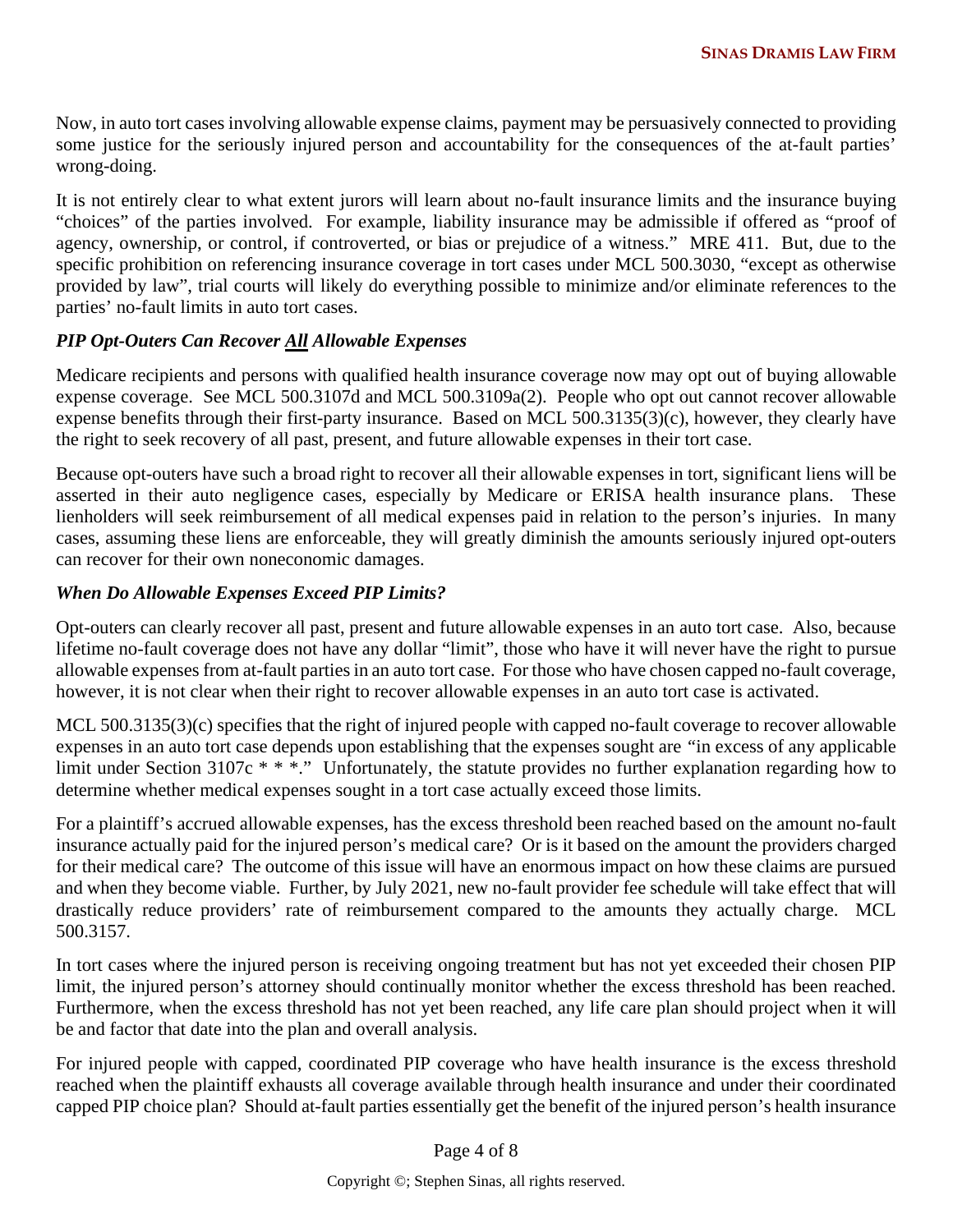Now, in auto tort cases involving allowable expense claims, payment may be persuasively connected to providing some justice for the seriously injured person and accountability for the consequences of the at-fault parties' wrong-doing.

It is not entirely clear to what extent jurors will learn about no-fault insurance limits and the insurance buying "choices" of the parties involved. For example, liability insurance may be admissible if offered as "proof of agency, ownership, or control, if controverted, or bias or prejudice of a witness." MRE 411. But, due to the specific prohibition on referencing insurance coverage in tort cases under MCL 500.3030, "except as otherwise provided by law", trial courts will likely do everything possible to minimize and/or eliminate references to the parties' no-fault limits in auto tort cases.

### *PIP Opt-Outers Can Recover <u>All</u> Allowable Expenses*

Medicare recipients and persons with qualified health insurance coverage now may opt out of buying allowable expense coverage. See MCL 500.3107d and MCL 500.3109a(2). People who opt out cannot recover allowable expense benefits through their first-party insurance. Based on MCL 500.3135(3)(c), however, they clearly have the right to seek recovery of all past, present, and future allowable expenses in their tort case.

Because opt-outers have such a broad right to recover all their allowable expenses in tort, significant liens will be asserted in their auto negligence cases, especially by Medicare or ERISA health insurance plans. These lienholders will seek reimbursement of all medical expenses paid in relation to the person's injuries. In many cases, assuming these liens are enforceable, they will greatly diminish the amounts seriously injured opt-outers can recover for their own noneconomic damages.

### *When Do Allowable Expenses Exceed PIP Limits?*

Opt-outers can clearly recover all past, present and future allowable expenses in an auto tort case. Also, because lifetime no-fault coverage does not have any dollar "limit", those who have it will never have the right to pursue allowable expenses from at-fault parties in an auto tort case. For those who have chosen capped no-fault coverage, however, it is not clear when their right to recover allowable expenses in an auto tort case is activated.

MCL 500.3135(3)(c) specifies that the right of injured people with capped no-fault coverage to recover allowable expenses in an auto tort case depends upon establishing that the expenses sought are "in excess of any applicable limit under Section 3107c * * *." Unfortunately, the statute provides no further explanation regarding how to determine whether medical expenses sought in a tort case actually exceed those limits.

For a plaintiff's accrued allowable expenses, has the excess threshold been reached based on the amount no-fault insurance actually paid for the injured person's medical care? Or is it based on the amount the providers charged for their medical care? The outcome of this issue will have an enormous impact on how these claims are pursued and when they become viable. Further, by July 2021, new no-fault provider fee schedule will take effect that will drastically reduce providers' rate of reimbursement compared to the amounts they actually charge. MCL 500.3157.

In tort cases where the injured person is receiving ongoing treatment but has not yet exceeded their chosen PIP limit, the injured person's attorney should continually monitor whether the excess threshold has been reached. Furthermore, when the excess threshold has not yet been reached, any life care plan should project when it will be and factor that date into the plan and overall analysis.

For injured people with capped, coordinated PIP coverage who have health insurance is the excess threshold reached when the plaintiff exhausts all coverage available through health insurance and under their coordinated capped PIP choice plan? Should at-fault parties essentially get the benefit of the injured person's health insurance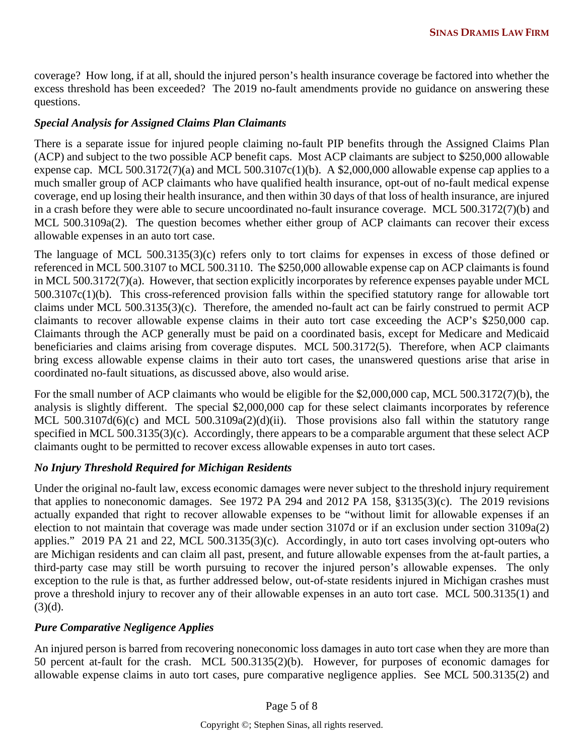coverage? How long, if at all, should the injured person's health insurance coverage be factored into whether the excess threshold has been exceeded? The 2019 no-fault amendments provide no guidance on answering these questions.

***Special Analysis for Assigned Claims Plan Claimants***

There is a separate issue for injured people claiming no-fault PIP benefits through the Assigned Claims Plan (ACP) and subject to the two possible ACP benefit caps. Most ACP claimants are subject to $250,000 allowable expense cap. MCL 500.3172(7)(a) and MCL 500.3107c(1)(b). A $2,000,000 allowable expense cap applies to a much smaller group of ACP claimants who have qualified health insurance, opt-out of no-fault medical expense coverage, end up losing their health insurance, and then within 30 days of that loss of health insurance, are injured in a crash before they were able to secure uncoordinated no-fault insurance coverage. MCL 500.3172(7)(b) and MCL 500.3109a(2). The question becomes whether either group of ACP claimants can recover their excess allowable expenses in an auto tort case.

The language of MCL 500.3135(3)(c) refers only to tort claims for expenses in excess of those defined or referenced in MCL 500.3107 to MCL 500.3110. The $250,000 allowable expense cap on ACP claimants is found in MCL 500.3172(7)(a). However, that section explicitly incorporates by reference expenses payable under MCL 500.3107c(1)(b). This cross-referenced provision falls within the specified statutory range for allowable tort claims under MCL 500.3135(3)(c). Therefore, the amended no-fault act can be fairly construed to permit ACP claimants to recover allowable expense claims in their auto tort case exceeding the ACP's $250,000 cap. Claimants through the ACP generally must be paid on a coordinated basis, except for Medicare and Medicaid beneficiaries and claims arising from coverage disputes. MCL 500.3172(5). Therefore, when ACP claimants bring excess allowable expense claims in their auto tort cases, the unanswered questions arise that arise in coordinated no-fault situations, as discussed above, also would arise.

For the small number of ACP claimants who would be eligible for the $2,000,000 cap, MCL 500.3172(7)(b), the analysis is slightly different. The special $2,000,000 cap for these select claimants incorporates by reference MCL 500.3107d(6)(c) and MCL 500.3109a(2)(d)(ii). Those provisions also fall within the statutory range specified in MCL 500.3135(3)(c). Accordingly, there appears to be a comparable argument that these select ACP claimants ought to be permitted to recover excess allowable expenses in auto tort cases.

***No Injury Threshold Required for Michigan Residents***

Under the original no-fault law, excess economic damages were never subject to the threshold injury requirement that applies to noneconomic damages. See 1972 PA 294 and 2012 PA 158, §3135(3)(c). The 2019 revisions actually expanded that right to recover allowable expenses to be "without limit for allowable expenses if an election to not maintain that coverage was made under section 3107d or if an exclusion under section 3109a(2) applies." 2019 PA 21 and 22, MCL 500.3135(3)(c). Accordingly, in auto tort cases involving opt-outers who are Michigan residents and can claim all past, present, and future allowable expenses from the at-fault parties, a third-party case may still be worth pursuing to recover the injured person's allowable expenses. The only exception to the rule is that, as further addressed below, out-of-state residents injured in Michigan crashes must prove a threshold injury to recover any of their allowable expenses in an auto tort case. MCL 500.3135(1) and (3)(d).

***Pure Comparative Negligence Applies***

An injured person is barred from recovering noneconomic loss damages in auto tort case when they are more than 50 percent at-fault for the crash. MCL 500.3135(2)(b). However, for purposes of economic damages for allowable expense claims in auto tort cases, pure comparative negligence applies. See MCL 500.3135(2) and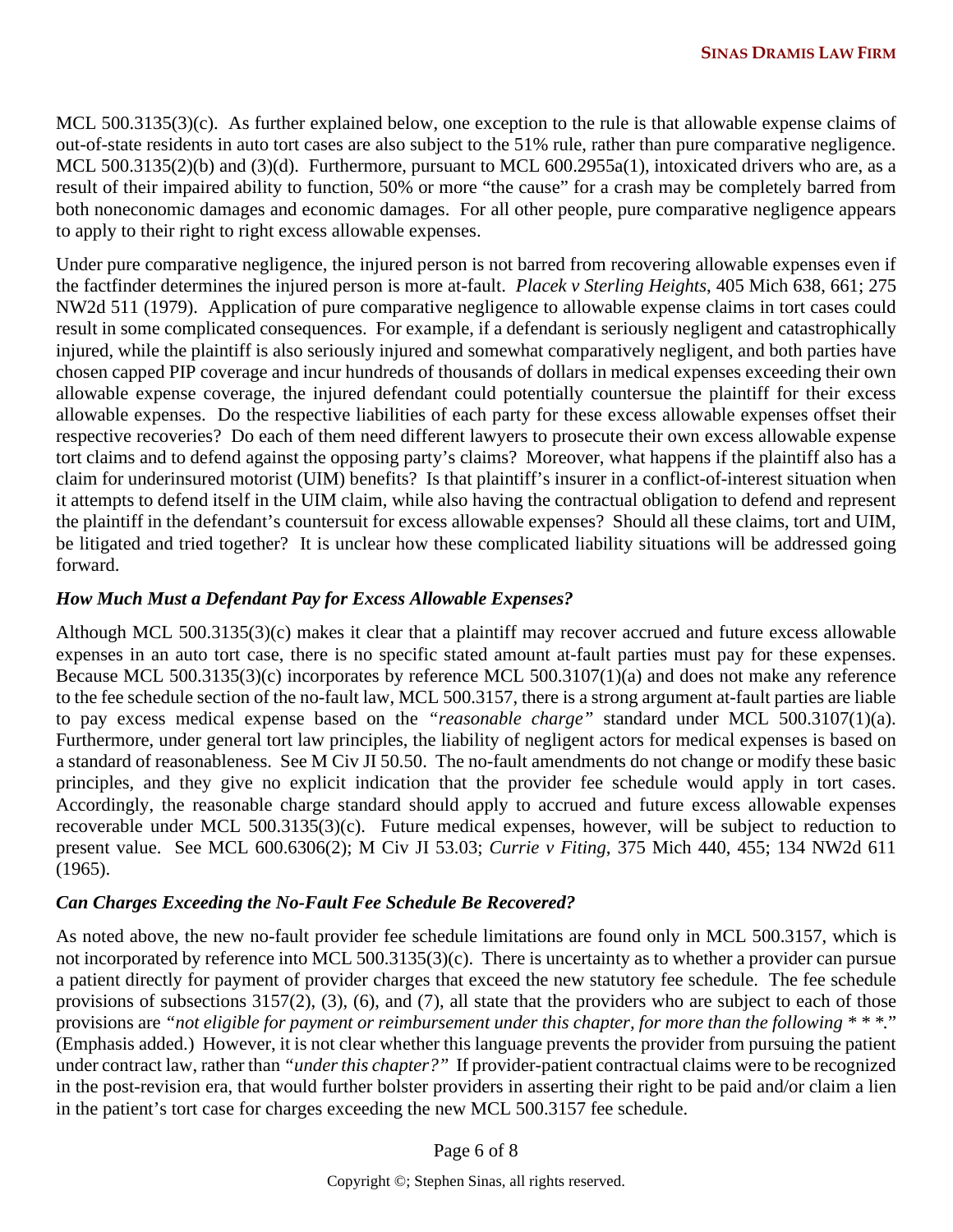MCL 500.3135(3)(c). As further explained below, one exception to the rule is that allowable expense claims of out-of-state residents in auto tort cases are also subject to the 51% rule, rather than pure comparative negligence. MCL 500.3135(2)(b) and (3)(d). Furthermore, pursuant to MCL 600.2955a(1), intoxicated drivers who are, as a result of their impaired ability to function, 50% or more "the cause" for a crash may be completely barred from both noneconomic damages and economic damages. For all other people, pure comparative negligence appears to apply to their right to right excess allowable expenses.

Under pure comparative negligence, the injured person is not barred from recovering allowable expenses even if the factfinder determines the injured person is more at-fault. *Placek v Sterling Heights*, 405 Mich 638, 661; 275 NW2d 511 (1979). Application of pure comparative negligence to allowable expense claims in tort cases could result in some complicated consequences. For example, if a defendant is seriously negligent and catastrophically injured, while the plaintiff is also seriously injured and somewhat comparatively negligent, and both parties have chosen capped PIP coverage and incur hundreds of thousands of dollars in medical expenses exceeding their own allowable expense coverage, the injured defendant could potentially countersue the plaintiff for their excess allowable expenses. Do the respective liabilities of each party for these excess allowable expenses offset their respective recoveries? Do each of them need different lawyers to prosecute their own excess allowable expense tort claims and to defend against the opposing party's claims? Moreover, what happens if the plaintiff also has a claim for underinsured motorist (UIM) benefits? Is that plaintiff's insurer in a conflict-of-interest situation when it attempts to defend itself in the UIM claim, while also having the contractual obligation to defend and represent the plaintiff in the defendant's countersuit for excess allowable expenses? Should all these claims, tort and UIM, be litigated and tried together? It is unclear how these complicated liability situations will be addressed going forward.

### *How Much Must a Defendant Pay for Excess Allowable Expenses?*

Although MCL 500.3135(3)(c) makes it clear that a plaintiff may recover accrued and future excess allowable expenses in an auto tort case, there is no specific stated amount at-fault parties must pay for these expenses. Because MCL 500.3135(3)(c) incorporates by reference MCL 500.3107(1)(a) and does not make any reference to the fee schedule section of the no-fault law, MCL 500.3157, there is a strong argument at-fault parties are liable to pay excess medical expense based on the *"reasonable charge"* standard under MCL 500.3107(1)(a). Furthermore, under general tort law principles, the liability of negligent actors for medical expenses is based on a standard of reasonableness. See M Civ JI 50.50. The no-fault amendments do not change or modify these basic principles, and they give no explicit indication that the provider fee schedule would apply in tort cases. Accordingly, the reasonable charge standard should apply to accrued and future excess allowable expenses recoverable under MCL 500.3135(3)(c). Future medical expenses, however, will be subject to reduction to present value. See MCL 600.6306(2); M Civ JI 53.03; *Currie v Fiting*, 375 Mich 440, 455; 134 NW2d 611 (1965).

### *Can Charges Exceeding the No-Fault Fee Schedule Be Recovered?*

As noted above, the new no-fault provider fee schedule limitations are found only in MCL 500.3157, which is not incorporated by reference into MCL 500.3135(3)(c). There is uncertainty as to whether a provider can pursue a patient directly for payment of provider charges that exceed the new statutory fee schedule. The fee schedule provisions of subsections 3157(2), (3), (6), and (7), all state that the providers who are subject to each of those provisions are *"not eligible for payment or reimbursement under this chapter, for more than the following * * *."* (Emphasis added.) However, it is not clear whether this language prevents the provider from pursuing the patient under contract law, rather than *"under this chapter?"* If provider-patient contractual claims were to be recognized in the post-revision era, that would further bolster providers in asserting their right to be paid and/or claim a lien in the patient's tort case for charges exceeding the new MCL 500.3157 fee schedule.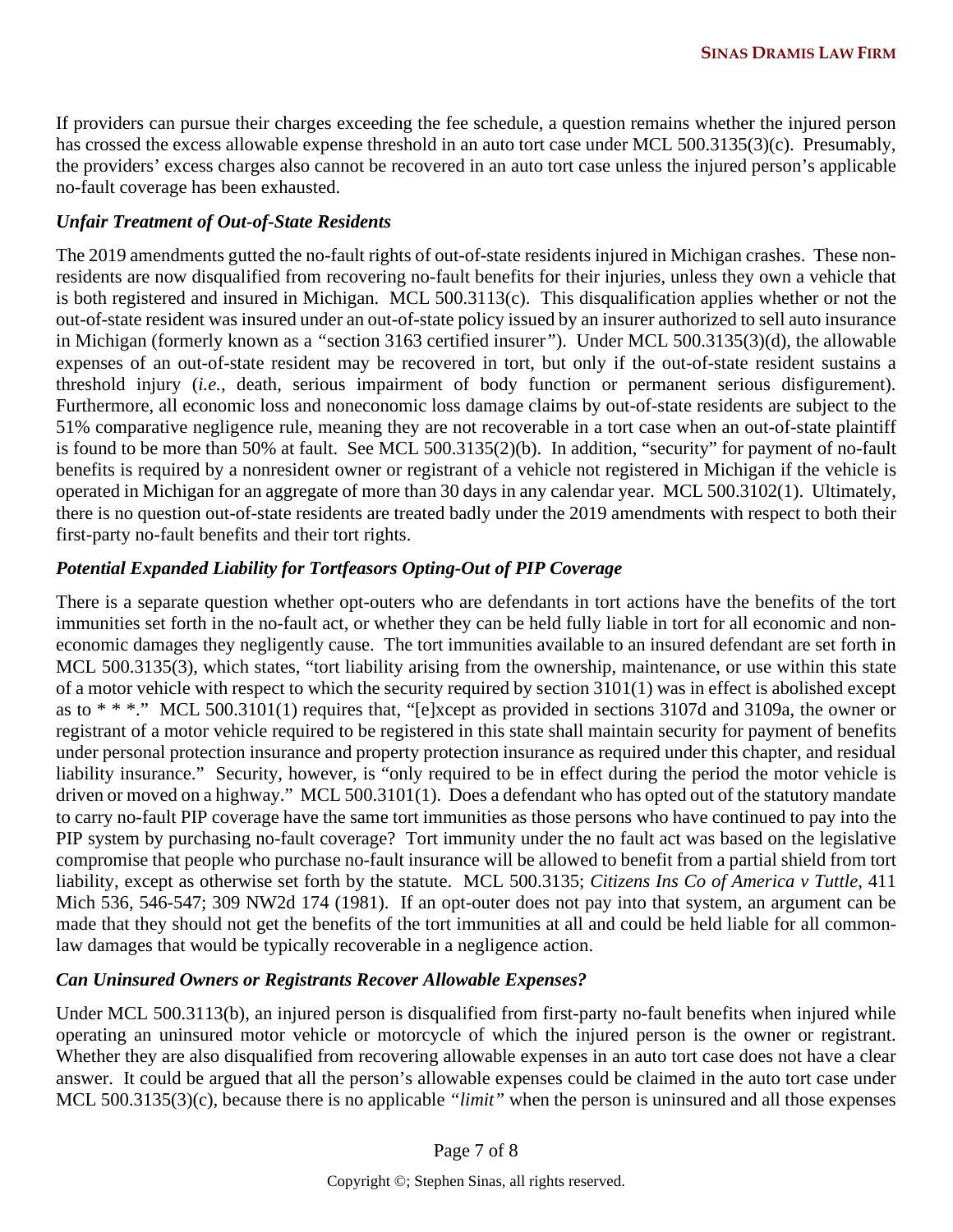If providers can pursue their charges exceeding the fee schedule, a question remains whether the injured person has crossed the excess allowable expense threshold in an auto tort case under MCL 500.3135(3)(c). Presumably, the providers' excess charges also cannot be recovered in an auto tort case unless the injured person's applicable no-fault coverage has been exhausted.

### *Unfair Treatment of Out-of-State Residents*

The 2019 amendments gutted the no-fault rights of out-of-state residents injured in Michigan crashes. These non-residents are now disqualified from recovering no-fault benefits for their injuries, unless they own a vehicle that is both registered and insured in Michigan. MCL 500.3113(c). This disqualification applies whether or not the out-of-state resident was insured under an out-of-state policy issued by an insurer authorized to sell auto insurance in Michigan (formerly known as a "section 3163 certified insurer"). Under MCL 500.3135(3)(d), the allowable expenses of an out-of-state resident may be recovered in tort, but only if the out-of-state resident sustains a threshold injury (*i.e.*, death, serious impairment of body function or permanent serious disfigurement). Furthermore, all economic loss and noneconomic loss damage claims by out-of-state residents are subject to the 51% comparative negligence rule, meaning they are not recoverable in a tort case when an out-of-state plaintiff is found to be more than 50% at fault. See MCL 500.3135(2)(b). In addition, "security" for payment of no-fault benefits is required by a nonresident owner or registrant of a vehicle not registered in Michigan if the vehicle is operated in Michigan for an aggregate of more than 30 days in any calendar year. MCL 500.3102(1). Ultimately, there is no question out-of-state residents are treated badly under the 2019 amendments with respect to both their first-party no-fault benefits and their tort rights.

### *Potential Expanded Liability for Tortfeasors Opting-Out of PIP Coverage*

There is a separate question whether opt-outers who are defendants in tort actions have the benefits of the tort immunities set forth in the no-fault act, or whether they can be held fully liable in tort for all economic and non-economic damages they negligently cause. The tort immunities available to an insured defendant are set forth in MCL 500.3135(3), which states, "tort liability arising from the ownership, maintenance, or use within this state of a motor vehicle with respect to which the security required by section 3101(1) was in effect is abolished except as to * * *." MCL 500.3101(1) requires that, "[e]xcept as provided in sections 3107d and 3109a, the owner or registrant of a motor vehicle required to be registered in this state shall maintain security for payment of benefits under personal protection insurance and property protection insurance as required under this chapter, and residual liability insurance." Security, however, is "only required to be in effect during the period the motor vehicle is driven or moved on a highway." MCL 500.3101(1). Does a defendant who has opted out of the statutory mandate to carry no-fault PIP coverage have the same tort immunities as those persons who have continued to pay into the PIP system by purchasing no-fault coverage? Tort immunity under the no fault act was based on the legislative compromise that people who purchase no-fault insurance will be allowed to benefit from a partial shield from tort liability, except as otherwise set forth by the statute. MCL 500.3135; *Citizens Ins Co of America v Tuttle*, 411 Mich 536, 546-547; 309 NW2d 174 (1981). If an opt-outer does not pay into that system, an argument can be made that they should not get the benefits of the tort immunities at all and could be held liable for all common-law damages that would be typically recoverable in a negligence action.

### *Can Uninsured Owners or Registrants Recover Allowable Expenses?*

Under MCL 500.3113(b), an injured person is disqualified from first-party no-fault benefits when injured while operating an uninsured motor vehicle or motorcycle of which the injured person is the owner or registrant. Whether they are also disqualified from recovering allowable expenses in an auto tort case does not have a clear answer. It could be argued that all the person's allowable expenses could be claimed in the auto tort case under MCL 500.3135(3)(c), because there is no applicable *"limit"* when the person is uninsured and all those expenses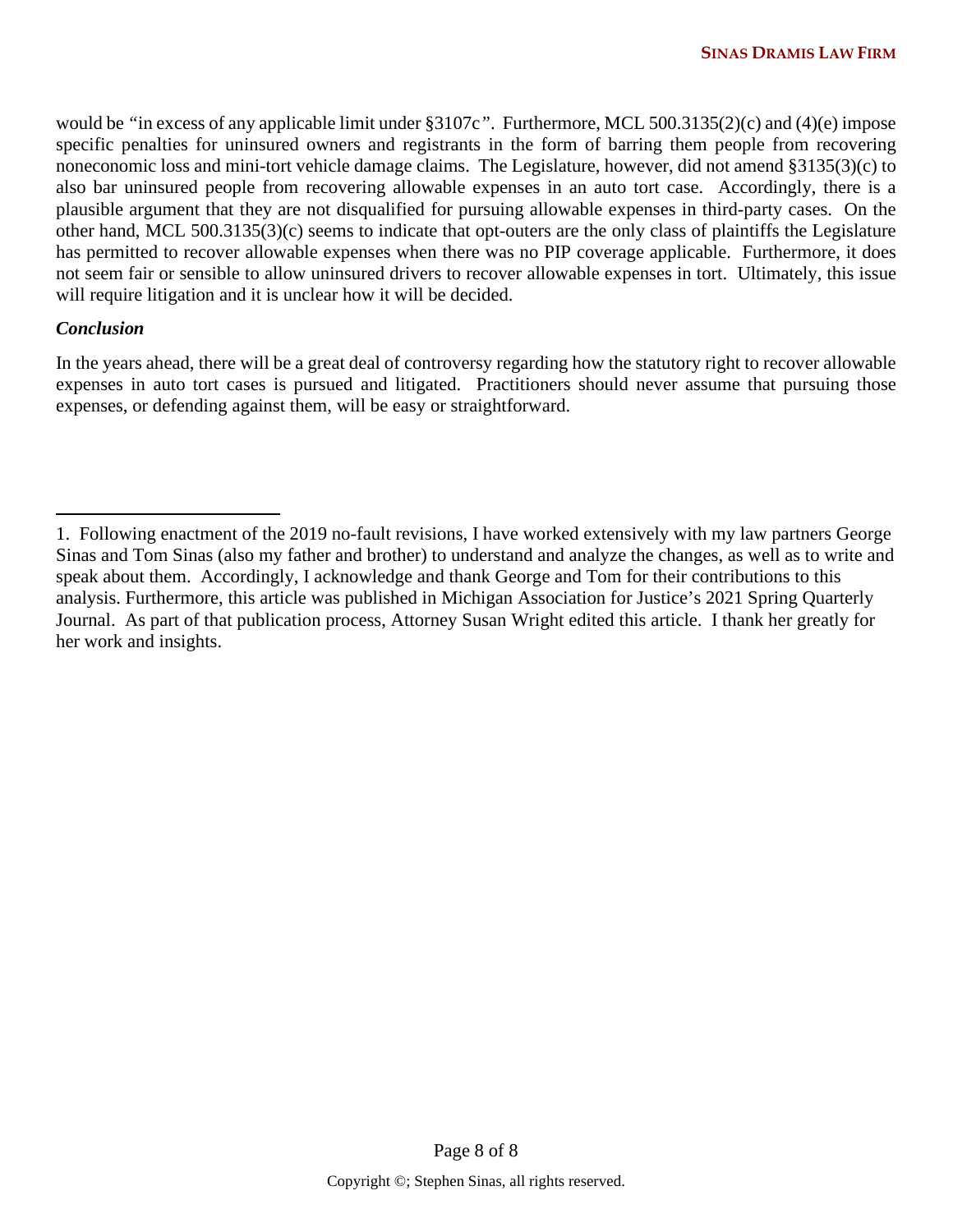would be "in excess of any applicable limit under §3107c". Furthermore, MCL 500.3135(2)(c) and (4)(e) impose specific penalties for uninsured owners and registrants in the form of barring them people from recovering noneconomic loss and mini-tort vehicle damage claims. The Legislature, however, did not amend §3135(3)(c) to also bar uninsured people from recovering allowable expenses in an auto tort case. Accordingly, there is a plausible argument that they are not disqualified for pursuing allowable expenses in third-party cases. On the other hand, MCL 500.3135(3)(c) seems to indicate that opt-outers are the only class of plaintiffs the Legislature has permitted to recover allowable expenses when there was no PIP coverage applicable. Furthermore, it does not seem fair or sensible to allow uninsured drivers to recover allowable expenses in tort. Ultimately, this issue will require litigation and it is unclear how it will be decided.

***Conclusion***

In the years ahead, there will be a great deal of controversy regarding how the statutory right to recover allowable expenses in auto tort cases is pursued and litigated. Practitioners should never assume that pursuing those expenses, or defending against them, will be easy or straightforward.

---

1. Following enactment of the 2019 no-fault revisions, I have worked extensively with my law partners George Sinas and Tom Sinas (also my father and brother) to understand and analyze the changes, as well as to write and speak about them. Accordingly, I acknowledge and thank George and Tom for their contributions to this analysis. Furthermore, this article was published in Michigan Association for Justice's 2021 Spring Quarterly Journal. As part of that publication process, Attorney Susan Wright edited this article. I thank her greatly for her work and insights.